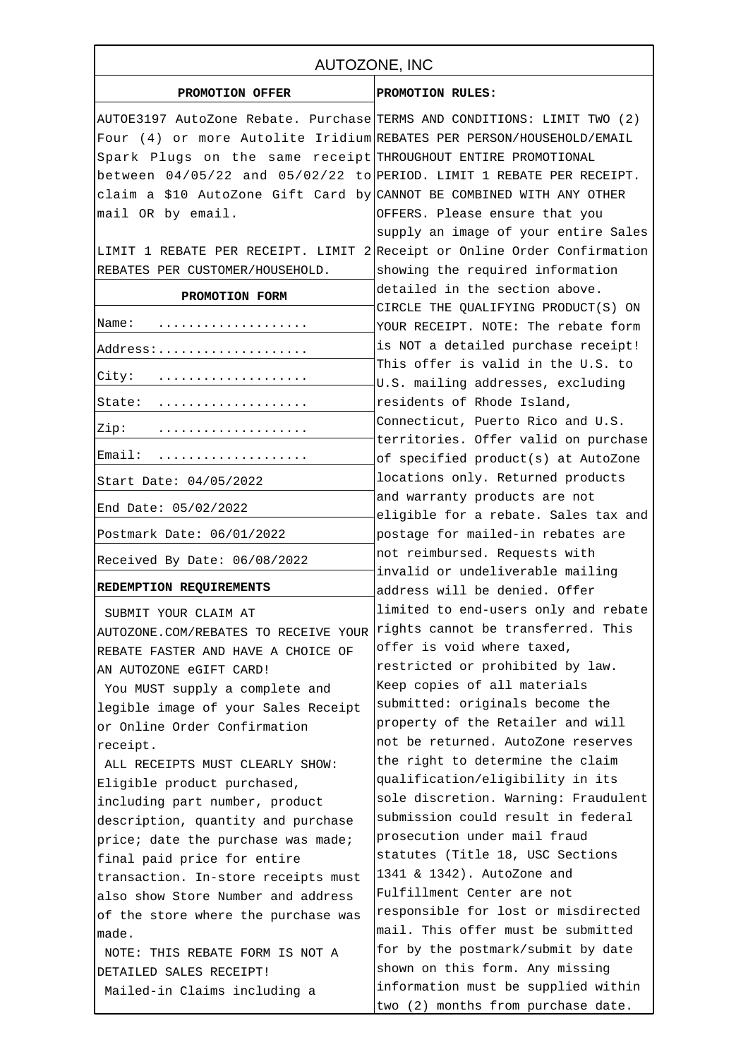# AUTOZONE, INC

## PROMOTION OFFER

AUTOE3197 AutoZone Rebate. Purchase Four (4) or more Autolite Iridium Spark Plugs on the same receipt between 04/05/22 and 05/02/22 to claim a $10 AutoZone Gift Card by mail OR by email.

LIMIT 1 REBATE PER RECEIPT. LIMIT 2 REBATES PER CUSTOMER/HOUSEHOLD.

## PROMOTION FORM

| |
|---|
| Name: .................... |
| Address:.................... |
| City: .................... |
| State: .................... |
| Zip: .................... |
| Email: .................... |
| Start Date: 04/05/2022 |
| End Date: 05/02/2022 |
| Postmark Date: 06/01/2022 |
| Received By Date: 06/08/2022 |

## REDEMPTION REQUIREMENTS

SUBMIT YOUR CLAIM AT AUTOZONE.COM/REBATES TO RECEIVE YOUR REBATE FASTER AND HAVE A CHOICE OF AN AUTOZONE eGIFT CARD!

You MUST supply a complete and legible image of your Sales Receipt or Online Order Confirmation receipt.

ALL RECEIPTS MUST CLEARLY SHOW: Eligible product purchased, including part number, product description, quantity and purchase price; date the purchase was made; final paid price for entire transaction. In-store receipts must also show Store Number and address of the store where the purchase was made.

NOTE: THIS REBATE FORM IS NOT A DETAILED SALES RECEIPT!

Mailed-in Claims including a

## PROMOTION RULES:

TERMS AND CONDITIONS: LIMIT TWO (2) REBATES PER PERSON/HOUSEHOLD/EMAIL THROUGHOUT ENTIRE PROMOTIONAL PERIOD. LIMIT 1 REBATE PER RECEIPT. CANNOT BE COMBINED WITH ANY OTHER OFFERS. Please ensure that you supply an image of your entire Sales Receipt or Online Order Confirmation showing the required information detailed in the section above. CIRCLE THE QUALIFYING PRODUCT(S) ON YOUR RECEIPT. NOTE: The rebate form is NOT a detailed purchase receipt! This offer is valid in the U.S. to U.S. mailing addresses, excluding residents of Rhode Island, Connecticut, Puerto Rico and U.S. territories. Offer valid on purchase of specified product(s) at AutoZone locations only. Returned products and warranty products are not eligible for a rebate. Sales tax and postage for mailed-in rebates are not reimbursed. Requests with invalid or undeliverable mailing address will be denied. Offer limited to end-users only and rebate rights cannot be transferred. This offer is void where taxed, restricted or prohibited by law. Keep copies of all materials submitted: originals become the property of the Retailer and will not be returned. AutoZone reserves the right to determine the claim qualification/eligibility in its sole discretion. Warning: Fraudulent submission could result in federal prosecution under mail fraud statutes (Title 18, USC Sections 1341 & 1342). AutoZone and Fulfillment Center are not responsible for lost or misdirected mail. This offer must be submitted for by the postmark/submit by date shown on this form. Any missing information must be supplied within two (2) months from purchase date.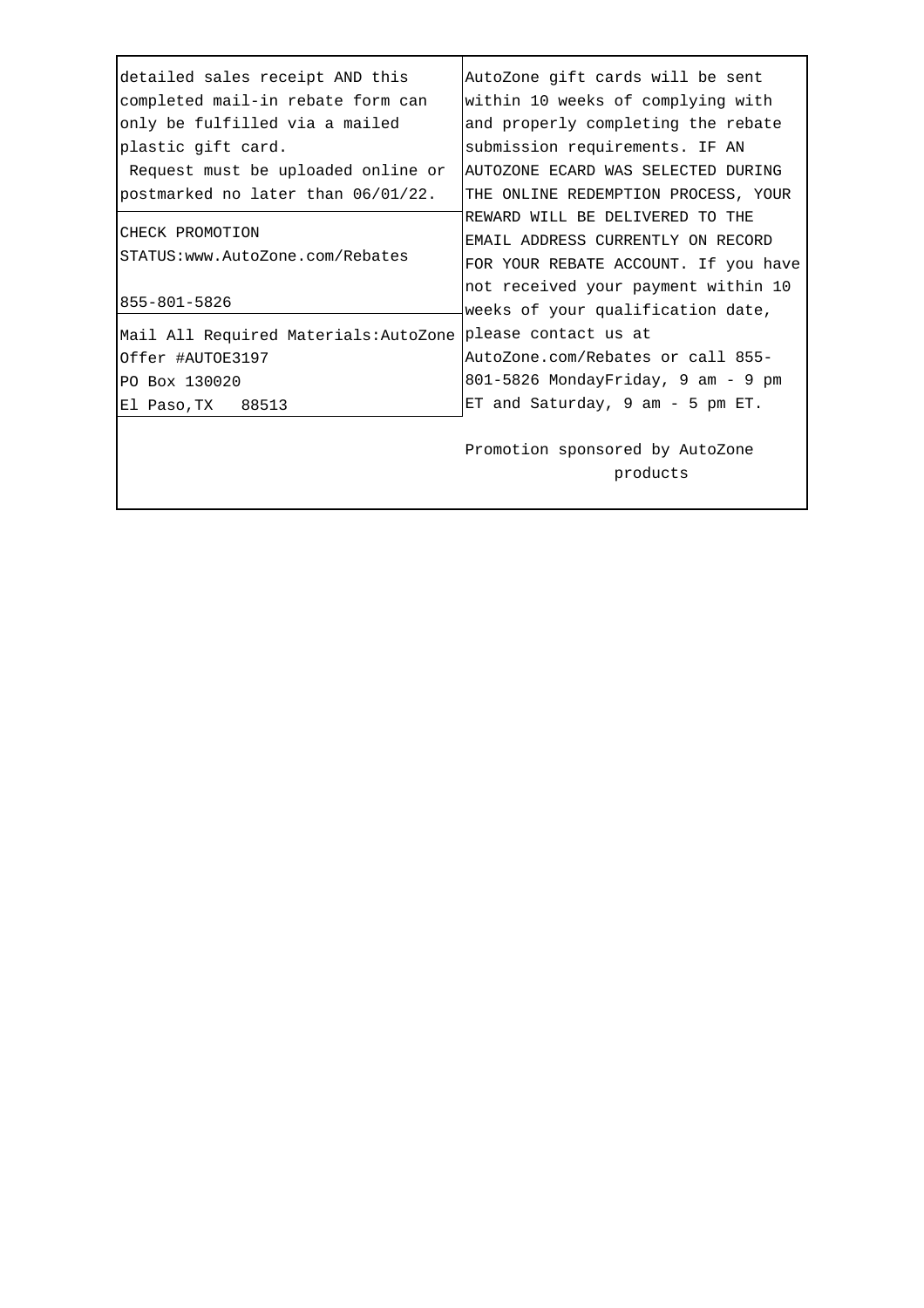detailed sales receipt AND this completed mail-in rebate form can only be fulfilled via a mailed plastic gift card.

Request must be uploaded online or postmarked no later than 06/01/22.

CHECK PROMOTION STATUS:www.AutoZone.com/Rebates

855-801-5826

Mail All Required Materials:AutoZone Offer #AUTOE3197
PO Box 130020
El Paso,TX 88513

AutoZone gift cards will be sent within 10 weeks of complying with and properly completing the rebate submission requirements. IF AN AUTOZONE ECARD WAS SELECTED DURING THE ONLINE REDEMPTION PROCESS, YOUR REWARD WILL BE DELIVERED TO THE EMAIL ADDRESS CURRENTLY ON RECORD FOR YOUR REBATE ACCOUNT. If you have not received your payment within 10 weeks of your qualification date, please contact us at AutoZone.com/Rebates or call 855-801-5826 MondayFriday, 9 am - 9 pm ET and Saturday, 9 am - 5 pm ET.

Promotion sponsored by AutoZone products